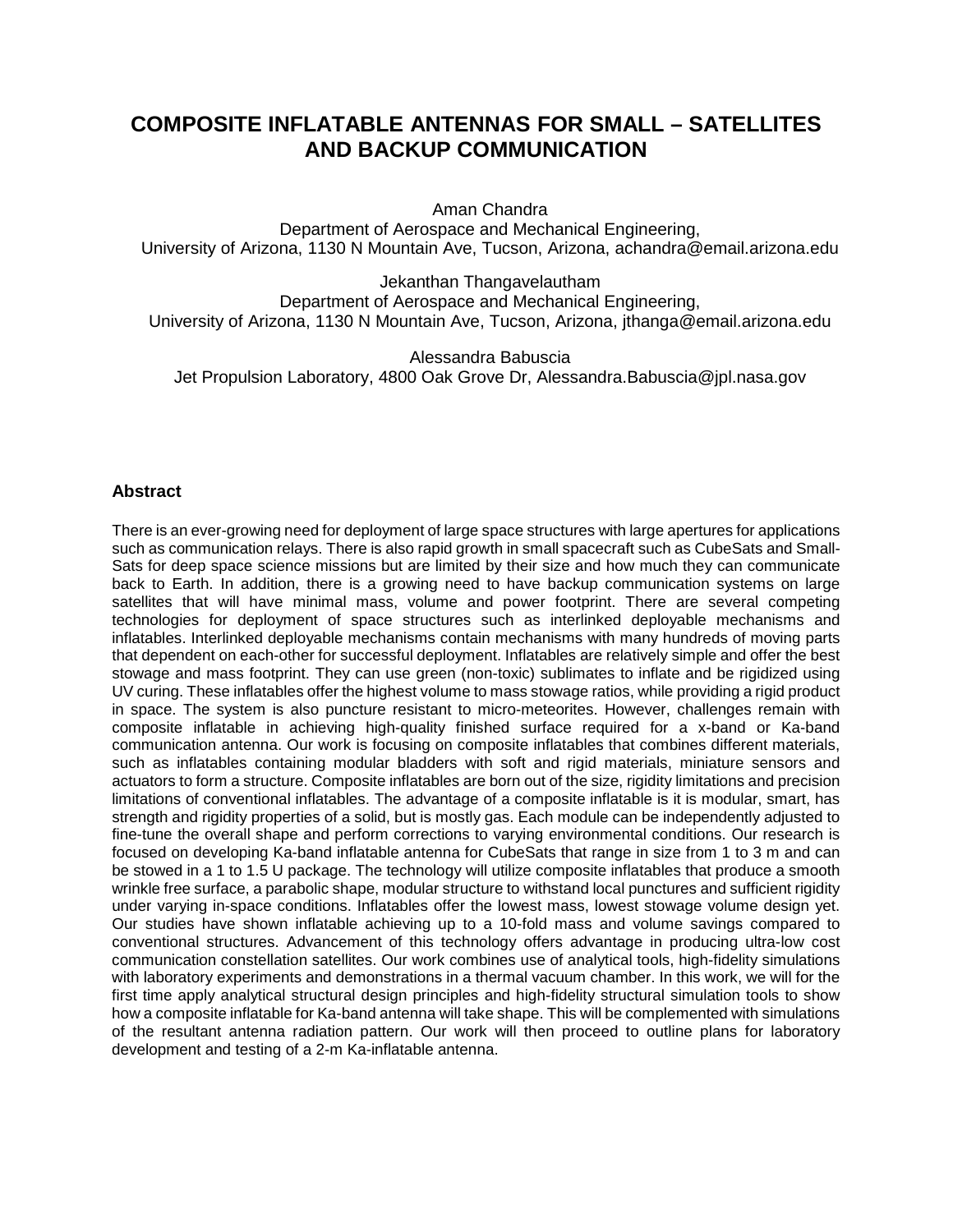# COMPOSITE INFLATABLE ANTENNAS FOR SMALL – SATELLITES AND BACKUP COMMUNICATION

Aman Chandra
Department of Aerospace and Mechanical Engineering,
University of Arizona, 1130 N Mountain Ave, Tucson, Arizona, achandra@email.arizona.edu

Jekanthan Thangavelautham
Department of Aerospace and Mechanical Engineering,
University of Arizona, 1130 N Mountain Ave, Tucson, Arizona, jthanga@email.arizona.edu

Alessandra Babuscia
Jet Propulsion Laboratory, 4800 Oak Grove Dr, Alessandra.Babuscia@jpl.nasa.gov

### Abstract

There is an ever-growing need for deployment of large space structures with large apertures for applications such as communication relays. There is also rapid growth in small spacecraft such as CubeSats and Small-Sats for deep space science missions but are limited by their size and how much they can communicate back to Earth. In addition, there is a growing need to have backup communication systems on large satellites that will have minimal mass, volume and power footprint. There are several competing technologies for deployment of space structures such as interlinked deployable mechanisms and inflatables. Interlinked deployable mechanisms contain mechanisms with many hundreds of moving parts that dependent on each-other for successful deployment. Inflatables are relatively simple and offer the best stowage and mass footprint. They can use green (non-toxic) sublimates to inflate and be rigidized using UV curing. These inflatables offer the highest volume to mass stowage ratios, while providing a rigid product in space. The system is also puncture resistant to micro-meteorites. However, challenges remain with composite inflatable in achieving high-quality finished surface required for a x-band or Ka-band communication antenna. Our work is focusing on composite inflatables that combines different materials, such as inflatables containing modular bladders with soft and rigid materials, miniature sensors and actuators to form a structure. Composite inflatables are born out of the size, rigidity limitations and precision limitations of conventional inflatables. The advantage of a composite inflatable is it is modular, smart, has strength and rigidity properties of a solid, but is mostly gas. Each module can be independently adjusted to fine-tune the overall shape and perform corrections to varying environmental conditions. Our research is focused on developing Ka-band inflatable antenna for CubeSats that range in size from 1 to 3 m and can be stowed in a 1 to 1.5 U package. The technology will utilize composite inflatables that produce a smooth wrinkle free surface, a parabolic shape, modular structure to withstand local punctures and sufficient rigidity under varying in-space conditions. Inflatables offer the lowest mass, lowest stowage volume design yet. Our studies have shown inflatable achieving up to a 10-fold mass and volume savings compared to conventional structures. Advancement of this technology offers advantage in producing ultra-low cost communication constellation satellites. Our work combines use of analytical tools, high-fidelity simulations with laboratory experiments and demonstrations in a thermal vacuum chamber. In this work, we will for the first time apply analytical structural design principles and high-fidelity structural simulation tools to show how a composite inflatable for Ka-band antenna will take shape. This will be complemented with simulations of the resultant antenna radiation pattern. Our work will then proceed to outline plans for laboratory development and testing of a 2-m Ka-inflatable antenna.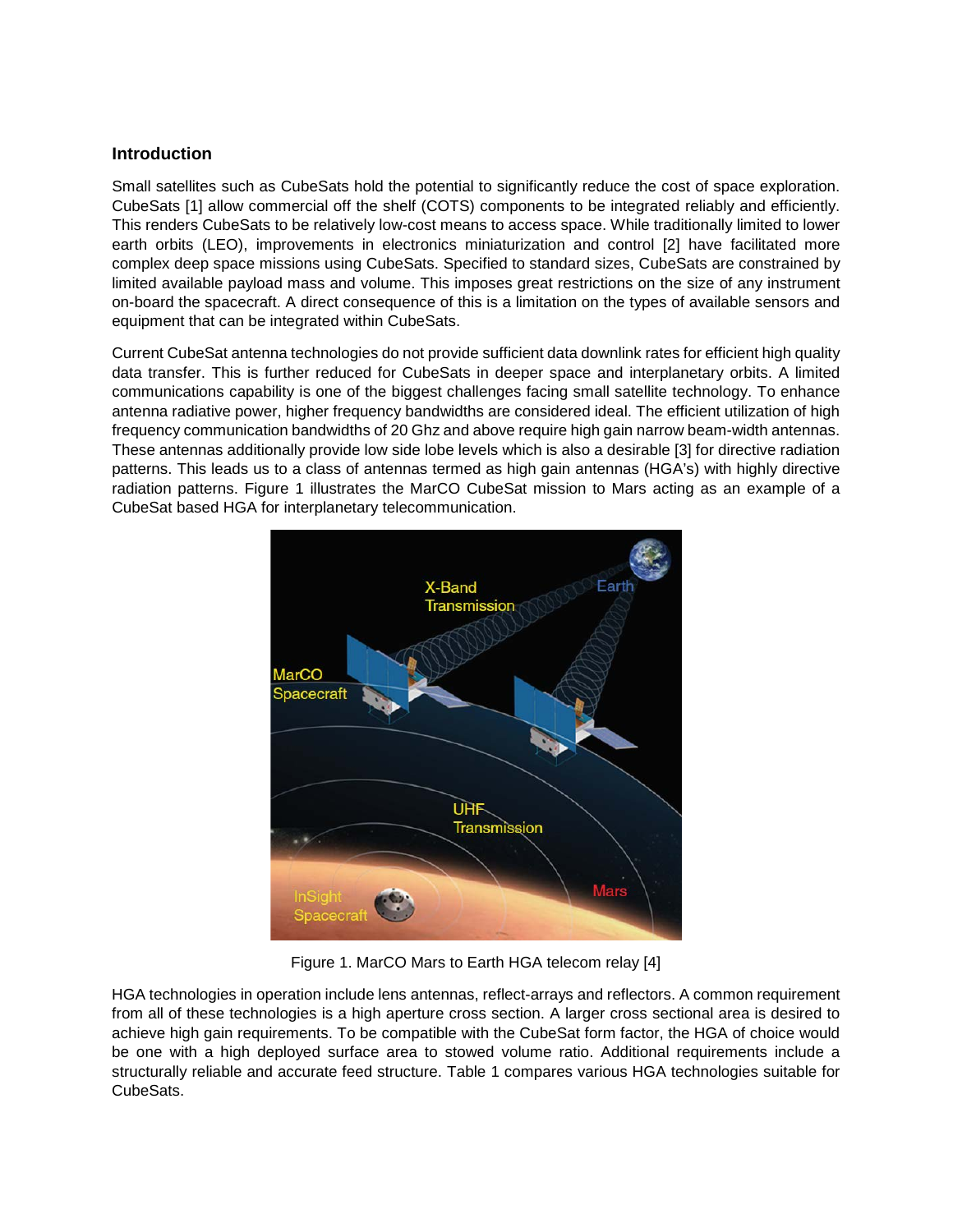## Introduction

Small satellites such as CubeSats hold the potential to significantly reduce the cost of space exploration. CubeSats [1] allow commercial off the shelf (COTS) components to be integrated reliably and efficiently. This renders CubeSats to be relatively low-cost means to access space. While traditionally limited to lower earth orbits (LEO), improvements in electronics miniaturization and control [2] have facilitated more complex deep space missions using CubeSats. Specified to standard sizes, CubeSats are constrained by limited available payload mass and volume. This imposes great restrictions on the size of any instrument on-board the spacecraft. A direct consequence of this is a limitation on the types of available sensors and equipment that can be integrated within CubeSats.

Current CubeSat antenna technologies do not provide sufficient data downlink rates for efficient high quality data transfer. This is further reduced for CubeSats in deeper space and interplanetary orbits. A limited communications capability is one of the biggest challenges facing small satellite technology. To enhance antenna radiative power, higher frequency bandwidths are considered ideal. The efficient utilization of high frequency communication bandwidths of 20 Ghz and above require high gain narrow beam-width antennas. These antennas additionally provide low side lobe levels which is also a desirable [3] for directive radiation patterns. This leads us to a class of antennas termed as high gain antennas (HGA's) with highly directive radiation patterns. Figure 1 illustrates the MarCO CubeSat mission to Mars acting as an example of a CubeSat based HGA for interplanetary telecommunication.

Figure 1. MarCO Mars to Earth HGA telecom relay [4]

HGA technologies in operation include lens antennas, reflect-arrays and reflectors. A common requirement from all of these technologies is a high aperture cross section. A larger cross sectional area is desired to achieve high gain requirements. To be compatible with the CubeSat form factor, the HGA of choice would be one with a high deployed surface area to stowed volume ratio. Additional requirements include a structurally reliable and accurate feed structure. Table 1 compares various HGA technologies suitable for CubeSats.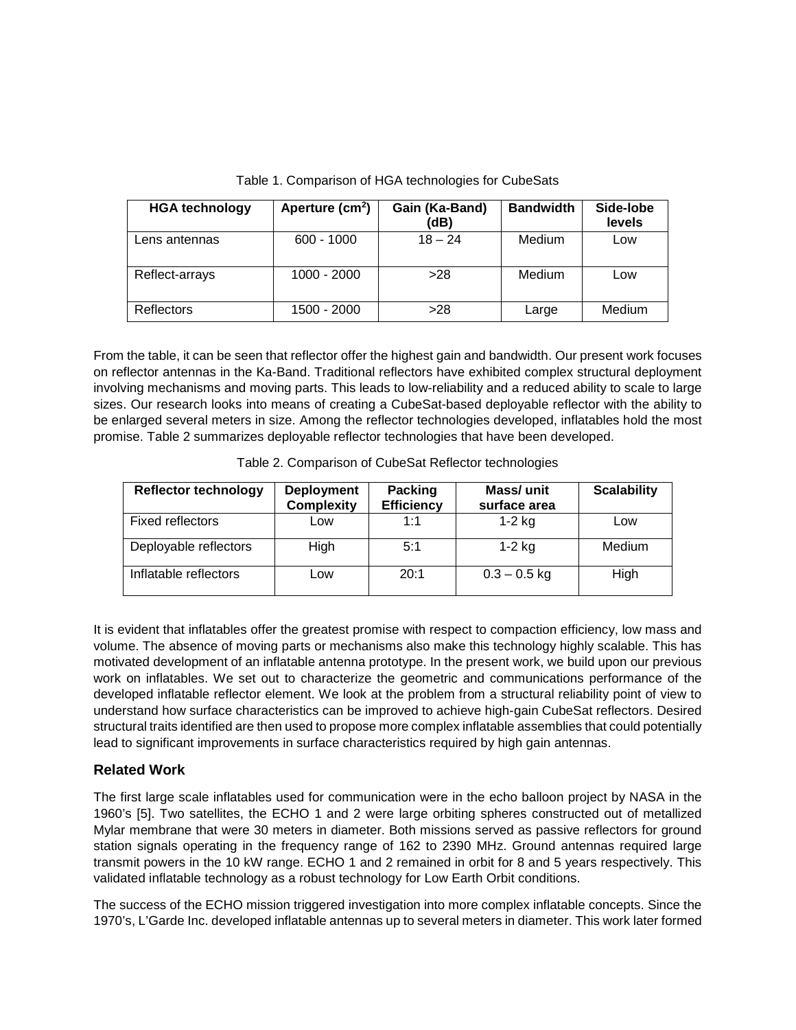Table 1. Comparison of HGA technologies for CubeSats

| HGA technology | Aperture ($cm^2$) | Gain (Ka-Band) (dB) | Bandwidth | Side-lobe levels |
|---|---|---|---|---|
| Lens antennas | 600 - 1000 | 18 – 24 | Medium | Low |
| Reflect-arrays | 1000 - 2000 | >28 | Medium | Low |
| Reflectors | 1500 - 2000 | >28 | Large | Medium |

From the table, it can be seen that reflector offer the highest gain and bandwidth. Our present work focuses on reflector antennas in the Ka-Band. Traditional reflectors have exhibited complex structural deployment involving mechanisms and moving parts. This leads to low-reliability and a reduced ability to scale to large sizes. Our research looks into means of creating a CubeSat-based deployable reflector with the ability to be enlarged several meters in size. Among the reflector technologies developed, inflatables hold the most promise. Table 2 summarizes deployable reflector technologies that have been developed.

Table 2. Comparison of CubeSat Reflector technologies

| Reflector technology | Deployment Complexity | Packing Efficiency | Mass/ unit surface area | Scalability |
|---|---|---|---|---|
| Fixed reflectors | Low | 1:1 | 1-2 kg | Low |
| Deployable reflectors | High | 5:1 | 1-2 kg | Medium |
| Inflatable reflectors | Low | 20:1 | 0.3 – 0.5 kg | High |

It is evident that inflatables offer the greatest promise with respect to compaction efficiency, low mass and volume. The absence of moving parts or mechanisms also make this technology highly scalable. This has motivated development of an inflatable antenna prototype. In the present work, we build upon our previous work on inflatables. We set out to characterize the geometric and communications performance of the developed inflatable reflector element. We look at the problem from a structural reliability point of view to understand how surface characteristics can be improved to achieve high-gain CubeSat reflectors. Desired structural traits identified are then used to propose more complex inflatable assemblies that could potentially lead to significant improvements in surface characteristics required by high gain antennas.

## Related Work

The first large scale inflatables used for communication were in the echo balloon project by NASA in the 1960's [5]. Two satellites, the ECHO 1 and 2 were large orbiting spheres constructed out of metallized Mylar membrane that were 30 meters in diameter. Both missions served as passive reflectors for ground station signals operating in the frequency range of 162 to 2390 MHz. Ground antennas required large transmit powers in the 10 kW range. ECHO 1 and 2 remained in orbit for 8 and 5 years respectively. This validated inflatable technology as a robust technology for Low Earth Orbit conditions.

The success of the ECHO mission triggered investigation into more complex inflatable concepts. Since the 1970's, L'Garde Inc. developed inflatable antennas up to several meters in diameter. This work later formed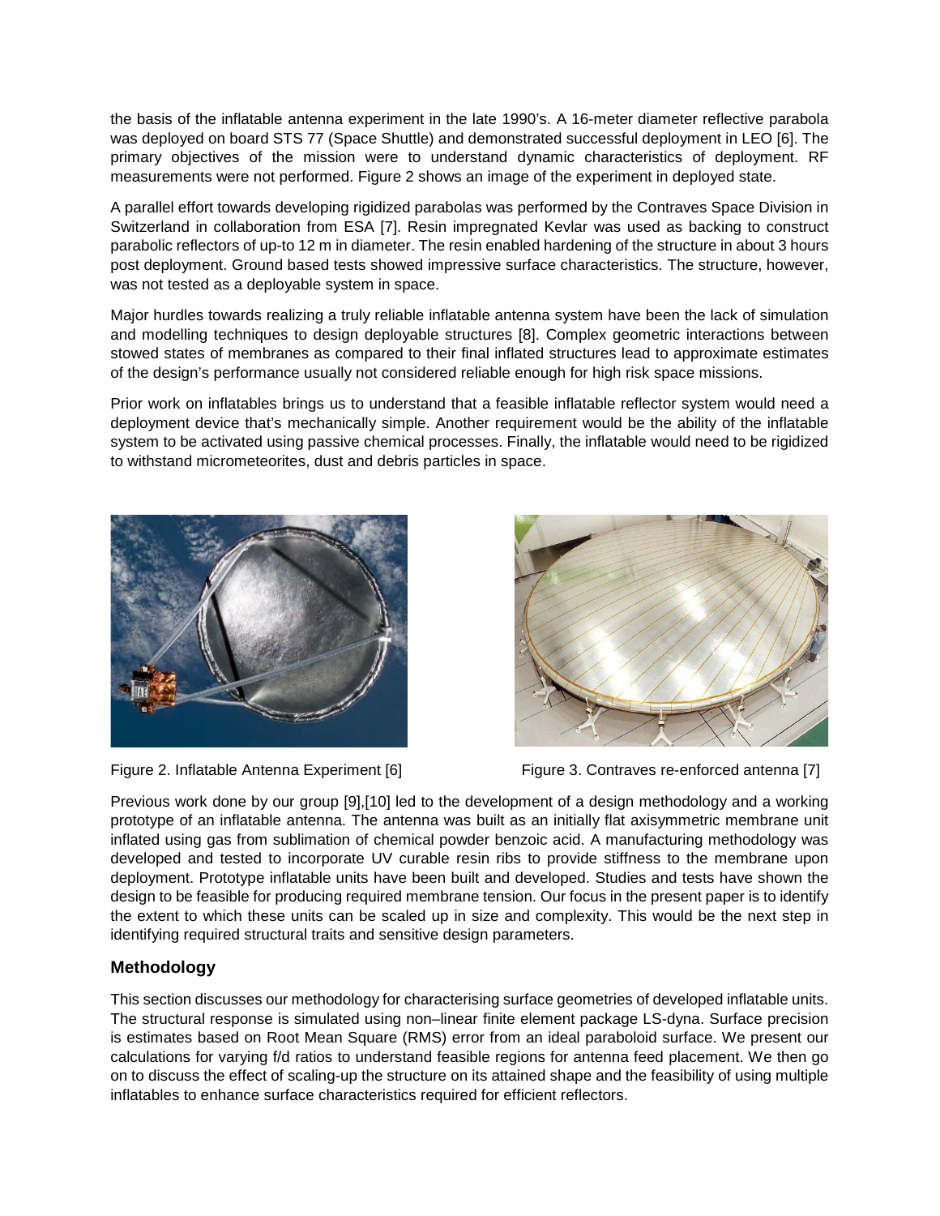the basis of the inflatable antenna experiment in the late 1990's. A 16-meter diameter reflective parabola was deployed on board STS 77 (Space Shuttle) and demonstrated successful deployment in LEO [6]. The primary objectives of the mission were to understand dynamic characteristics of deployment. RF measurements were not performed. Figure 2 shows an image of the experiment in deployed state.

A parallel effort towards developing rigidized parabolas was performed by the Contraves Space Division in Switzerland in collaboration from ESA [7]. Resin impregnated Kevlar was used as backing to construct parabolic reflectors of up-to 12 m in diameter. The resin enabled hardening of the structure in about 3 hours post deployment. Ground based tests showed impressive surface characteristics. The structure, however, was not tested as a deployable system in space.

Major hurdles towards realizing a truly reliable inflatable antenna system have been the lack of simulation and modelling techniques to design deployable structures [8]. Complex geometric interactions between stowed states of membranes as compared to their final inflated structures lead to approximate estimates of the design's performance usually not considered reliable enough for high risk space missions.

Prior work on inflatables brings us to understand that a feasible inflatable reflector system would need a deployment device that's mechanically simple. Another requirement would be the ability of the inflatable system to be activated using passive chemical processes. Finally, the inflatable would need to be rigidized to withstand micrometeorites, dust and debris particles in space.

Figure 2. Inflatable Antenna Experiment [6]

Figure 3. Contraves re-enforced antenna [7]

Previous work done by our group [9],[10] led to the development of a design methodology and a working prototype of an inflatable antenna. The antenna was built as an initially flat axisymmetric membrane unit inflated using gas from sublimation of chemical powder benzoic acid. A manufacturing methodology was developed and tested to incorporate UV curable resin ribs to provide stiffness to the membrane upon deployment. Prototype inflatable units have been built and developed. Studies and tests have shown the design to be feasible for producing required membrane tension. Our focus in the present paper is to identify the extent to which these units can be scaled up in size and complexity. This would be the next step in identifying required structural traits and sensitive design parameters.

## Methodology

This section discusses our methodology for characterising surface geometries of developed inflatable units. The structural response is simulated using non–linear finite element package LS-dyna. Surface precision is estimates based on Root Mean Square (RMS) error from an ideal paraboloid surface. We present our calculations for varying f/d ratios to understand feasible regions for antenna feed placement. We then go on to discuss the effect of scaling-up the structure on its attained shape and the feasibility of using multiple inflatables to enhance surface characteristics required for efficient reflectors.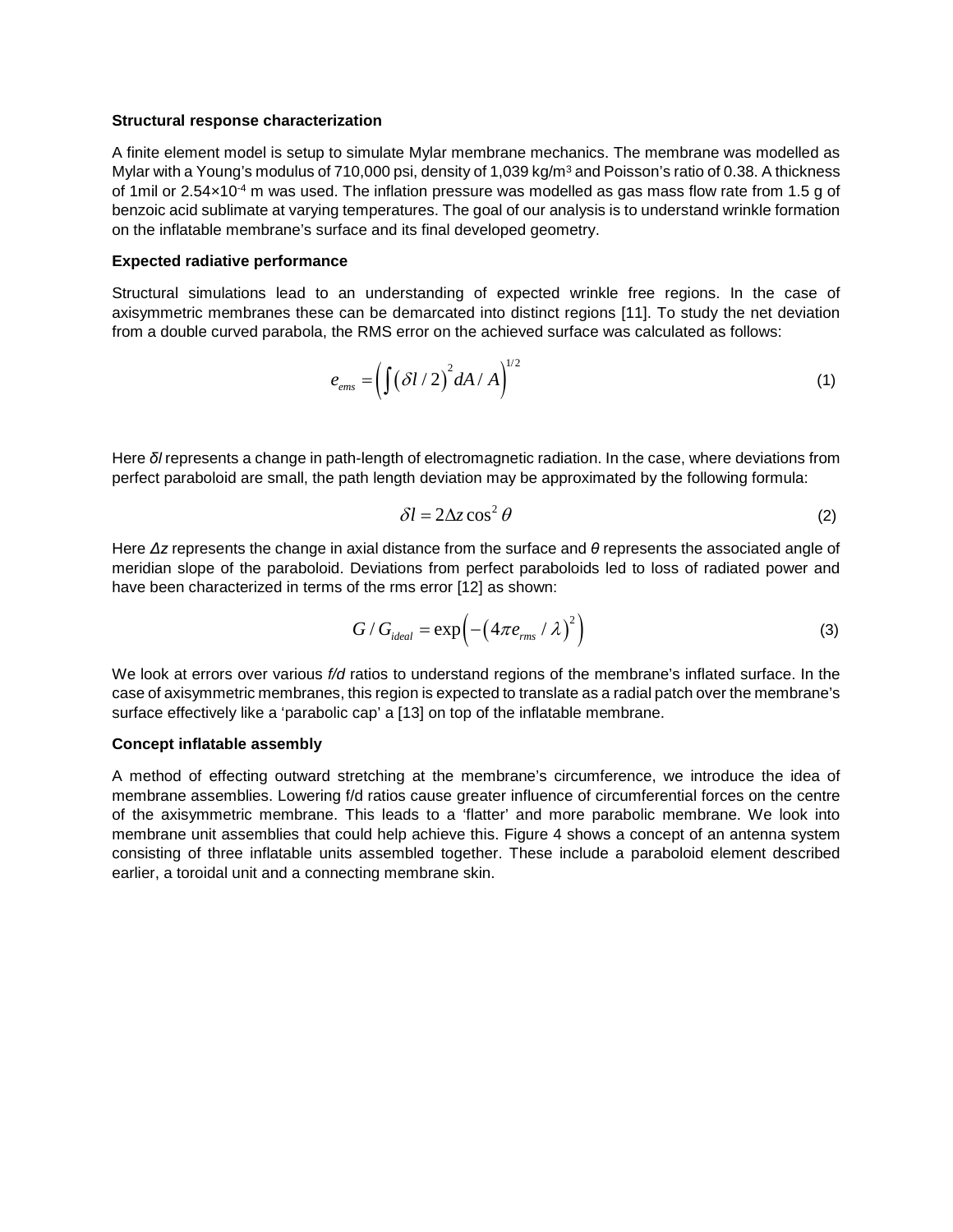**Structural response characterization**

A finite element model is setup to simulate Mylar membrane mechanics. The membrane was modelled as Mylar with a Young's modulus of 710,000 psi, density of 1,039 kg/m$^3$ and Poisson's ratio of 0.38. A thickness of 1mil or $2.54 \times 10^{-4}$ m was used. The inflation pressure was modelled as gas mass flow rate from 1.5 g of benzoic acid sublimate at varying temperatures. The goal of our analysis is to understand wrinkle formation on the inflatable membrane's surface and its final developed geometry.

**Expected radiative performance**

Structural simulations lead to an understanding of expected wrinkle free regions. In the case of axisymmetric membranes these can be demarcated into distinct regions [11]. To study the net deviation from a double curved parabola, the RMS error on the achieved surface was calculated as follows:

$$e_{ems} = \left( \int \left( \delta l / 2 \right)^2 dA / A \right)^{1/2} \tag{1}$$

Here *δl* represents a change in path-length of electromagnetic radiation. In the case, where deviations from perfect paraboloid are small, the path length deviation may be approximated by the following formula:

$$\delta l = 2 \Delta z \cos^2 \theta \tag{2}$$

Here *Δz* represents the change in axial distance from the surface and *θ* represents the associated angle of meridian slope of the paraboloid. Deviations from perfect paraboloids led to loss of radiated power and have been characterized in terms of the rms error [12] as shown:

$$G / G_{ideal} = \exp\left( -\left( 4 \pi e_{rms} / \lambda \right)^2 \right) \tag{3}$$

We look at errors over various *f/d* ratios to understand regions of the membrane's inflated surface. In the case of axisymmetric membranes, this region is expected to translate as a radial patch over the membrane's surface effectively like a 'parabolic cap' a [13] on top of the inflatable membrane.

**Concept inflatable assembly**

A method of effecting outward stretching at the membrane's circumference, we introduce the idea of membrane assemblies. Lowering f/d ratios cause greater influence of circumferential forces on the centre of the axisymmetric membrane. This leads to a 'flatter' and more parabolic membrane. We look into membrane unit assemblies that could help achieve this. Figure 4 shows a concept of an antenna system consisting of three inflatable units assembled together. These include a paraboloid element described earlier, a toroidal unit and a connecting membrane skin.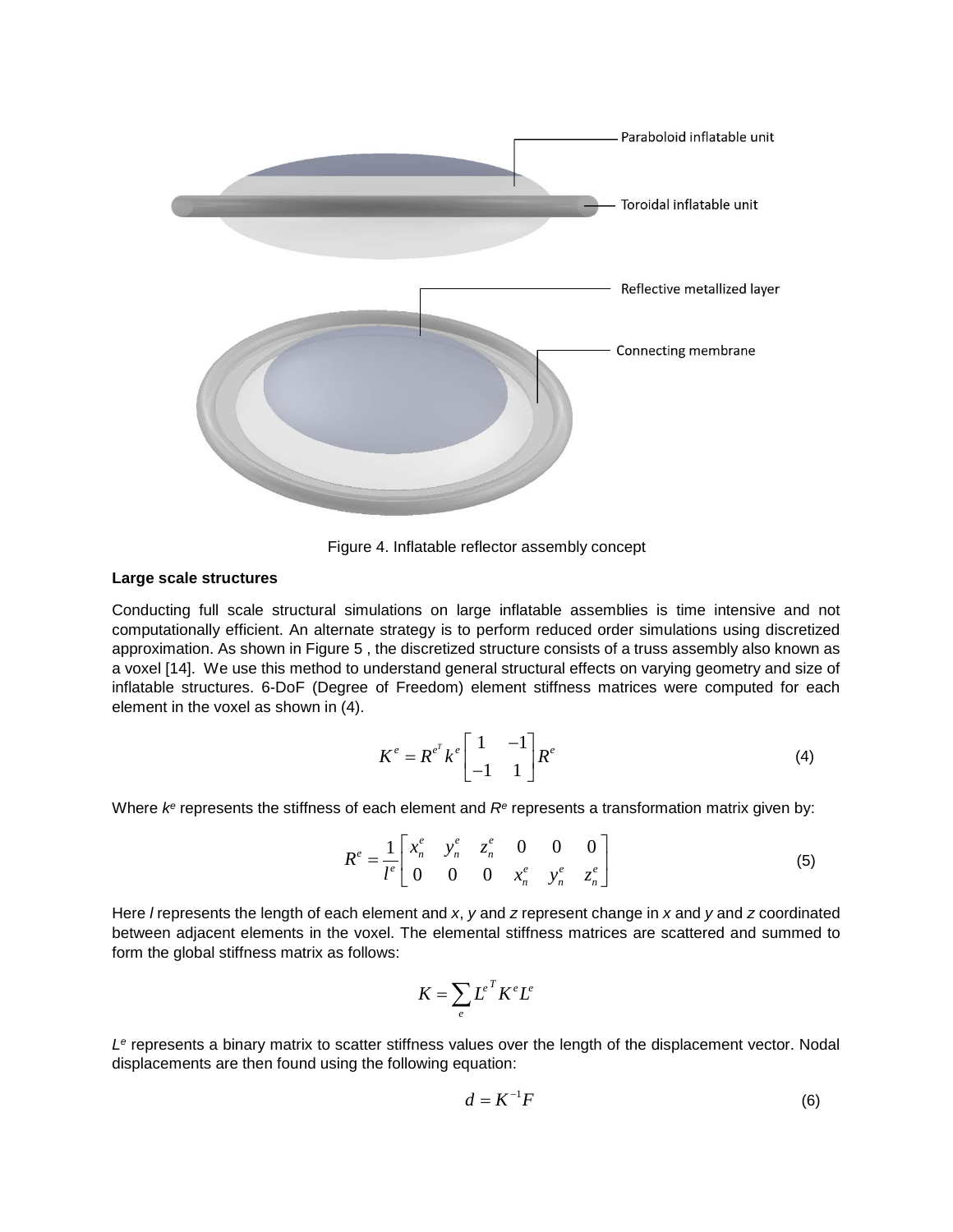Paraboloid inflatable unit

Toroidal inflatable unit

Reflective metallized layer

Connecting membrane

Figure 4. Inflatable reflector assembly concept

**Large scale structures**

Conducting full scale structural simulations on large inflatable assemblies is time intensive and not computationally efficient. An alternate strategy is to perform reduced order simulations using discretized approximation. As shown in Figure 5 , the discretized structure consists of a truss assembly also known as a voxel [14]. We use this method to understand general structural effects on varying geometry and size of inflatable structures. 6-DoF (Degree of Freedom) element stiffness matrices were computed for each element in the voxel as shown in (4).

$$K^e = R^{e^T} k^e \begin{bmatrix} 1 & -1 \\ -1 & 1 \end{bmatrix} R^e \tag{4}$$

Where $k^e$ represents the stiffness of each element and $R^e$ represents a transformation matrix given by:

$$R^e = \frac{1}{l^e} \begin{bmatrix} x_n^e & y_n^e & z_n^e & 0 & 0 & 0 \\ 0 & 0 & 0 & x_n^e & y_n^e & z_n^e \end{bmatrix} \tag{5}$$

Here $l$ represents the length of each element and $x$, $y$ and $z$ represent change in $x$ and $y$ and $z$ coordinated between adjacent elements in the voxel. The elemental stiffness matrices are scattered and summed to form the global stiffness matrix as follows:

$$K = \sum_e L^{e^T} K^e L^e$$

$L^e$ represents a binary matrix to scatter stiffness values over the length of the displacement vector. Nodal displacements are then found using the following equation:

$$d = K^{-1} F \tag{6}$$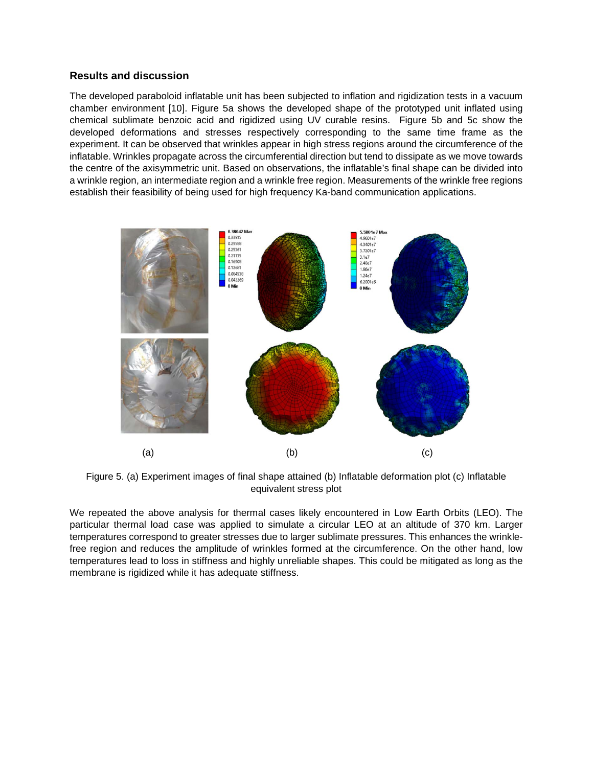### Results and discussion

The developed paraboloid inflatable unit has been subjected to inflation and rigidization tests in a vacuum chamber environment [10]. Figure 5a shows the developed shape of the prototyped unit inflated using chemical sublimate benzoic acid and rigidized using UV curable resins. Figure 5b and 5c show the developed deformations and stresses respectively corresponding to the same time frame as the experiment. It can be observed that wrinkles appear in high stress regions around the circumference of the inflatable. Wrinkles propagate across the circumferential direction but tend to dissipate as we move towards the centre of the axisymmetric unit. Based on observations, the inflatable's final shape can be divided into a wrinkle region, an intermediate region and a wrinkle free region. Measurements of the wrinkle free regions establish their feasibility of being used for high frequency Ka-band communication applications.

Figure 5. (a) Experiment images of final shape attained (b) Inflatable deformation plot (c) Inflatable equivalent stress plot

We repeated the above analysis for thermal cases likely encountered in Low Earth Orbits (LEO). The particular thermal load case was applied to simulate a circular LEO at an altitude of 370 km. Larger temperatures correspond to greater stresses due to larger sublimate pressures. This enhances the wrinkle-free region and reduces the amplitude of wrinkles formed at the circumference. On the other hand, low temperatures lead to loss in stiffness and highly unreliable shapes. This could be mitigated as long as the membrane is rigidized while it has adequate stiffness.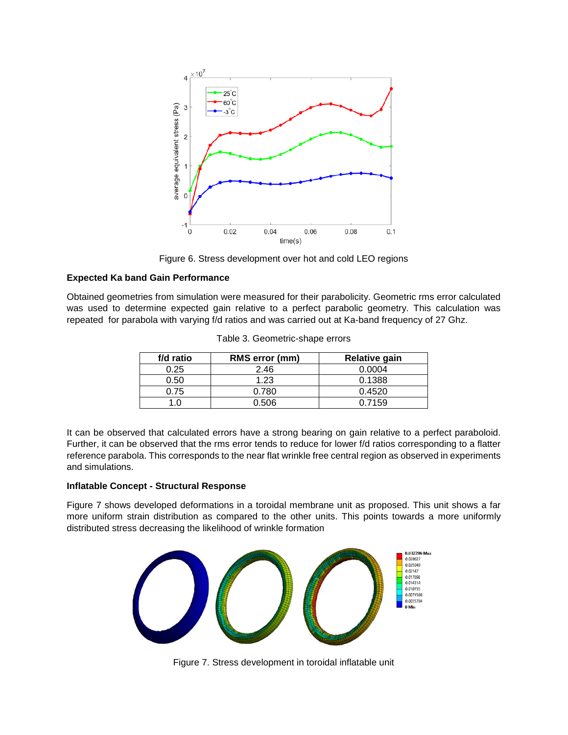Figure 6. Stress development over hot and cold LEO regions

**Expected Ka band Gain Performance**

Obtained geometries from simulation were measured for their parabolicity. Geometric rms error calculated was used to determine expected gain relative to a perfect parabolic geometry. This calculation was repeated for parabola with varying f/d ratios and was carried out at Ka-band frequency of 27 Ghz.

Table 3. Geometric-shape errors

| f/d ratio | RMS error (mm) | Relative gain |
| --- | --- | --- |
| 0.25 | 2.46 | 0.0004 |
| 0.50 | 1.23 | 0.1388 |
| 0.75 | 0.780 | 0.4520 |
| 1.0 | 0.506 | 0.7159 |

It can be observed that calculated errors have a strong bearing on gain relative to a perfect paraboloid. Further, it can be observed that the rms error tends to reduce for lower f/d ratios corresponding to a flatter reference parabola. This corresponds to the near flat wrinkle free central region as observed in experiments and simulations.

**Inflatable Concept - Structural Response**

Figure 7 shows developed deformations in a toroidal membrane unit as proposed. This unit shows a far more uniform strain distribution as compared to the other units. This points towards a more uniformly distributed stress decreasing the likelihood of wrinkle formation

Figure 7. Stress development in toroidal inflatable unit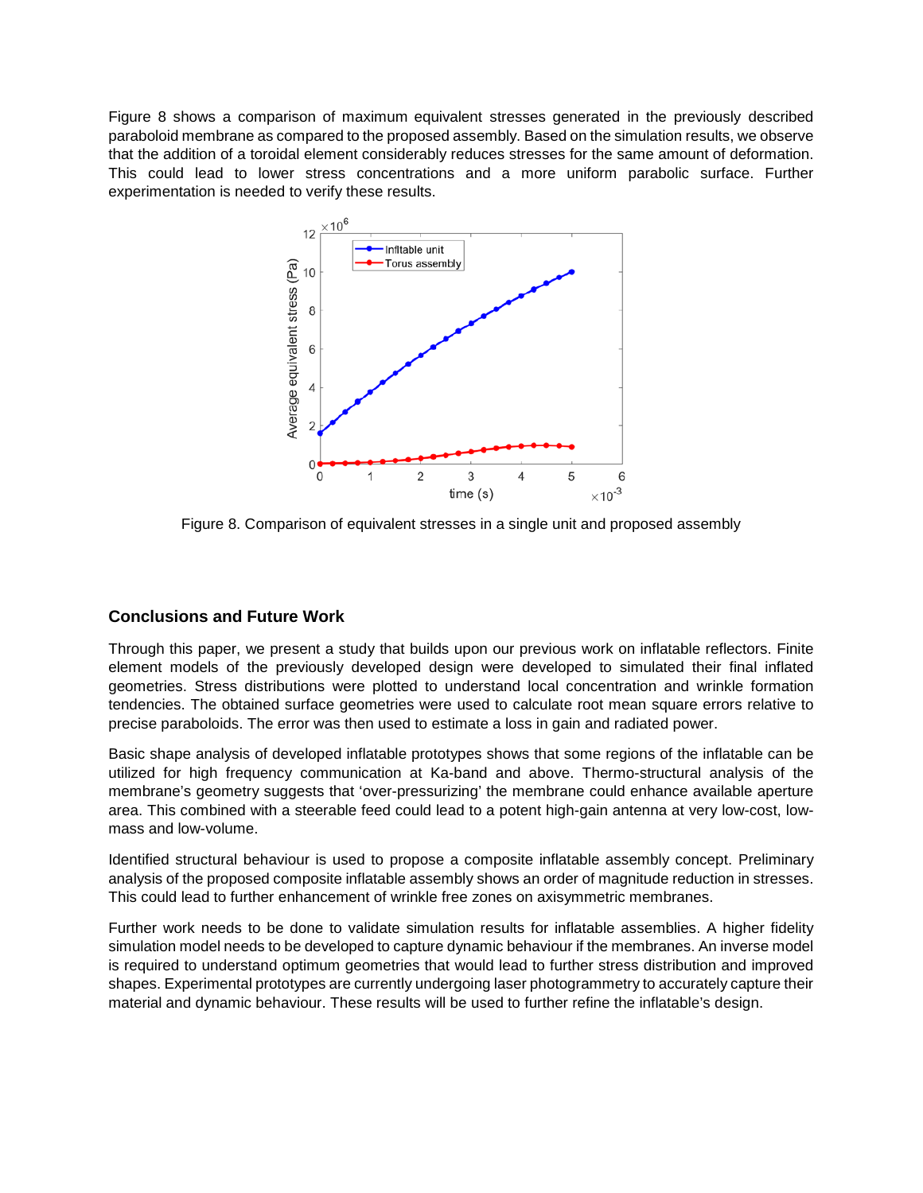Figure 8 shows a comparison of maximum equivalent stresses generated in the previously described paraboloid membrane as compared to the proposed assembly. Based on the simulation results, we observe that the addition of a toroidal element considerably reduces stresses for the same amount of deformation. This could lead to lower stress concentrations and a more uniform parabolic surface. Further experimentation is needed to verify these results.

Figure 8. Comparison of equivalent stresses in a single unit and proposed assembly

## Conclusions and Future Work

Through this paper, we present a study that builds upon our previous work on inflatable reflectors. Finite element models of the previously developed design were developed to simulated their final inflated geometries. Stress distributions were plotted to understand local concentration and wrinkle formation tendencies. The obtained surface geometries were used to calculate root mean square errors relative to precise paraboloids. The error was then used to estimate a loss in gain and radiated power.

Basic shape analysis of developed inflatable prototypes shows that some regions of the inflatable can be utilized for high frequency communication at Ka-band and above. Thermo-structural analysis of the membrane's geometry suggests that 'over-pressurizing' the membrane could enhance available aperture area. This combined with a steerable feed could lead to a potent high-gain antenna at very low-cost, low-mass and low-volume.

Identified structural behaviour is used to propose a composite inflatable assembly concept. Preliminary analysis of the proposed composite inflatable assembly shows an order of magnitude reduction in stresses. This could lead to further enhancement of wrinkle free zones on axisymmetric membranes.

Further work needs to be done to validate simulation results for inflatable assemblies. A higher fidelity simulation model needs to be developed to capture dynamic behaviour if the membranes. An inverse model is required to understand optimum geometries that would lead to further stress distribution and improved shapes. Experimental prototypes are currently undergoing laser photogrammetry to accurately capture their material and dynamic behaviour. These results will be used to further refine the inflatable's design.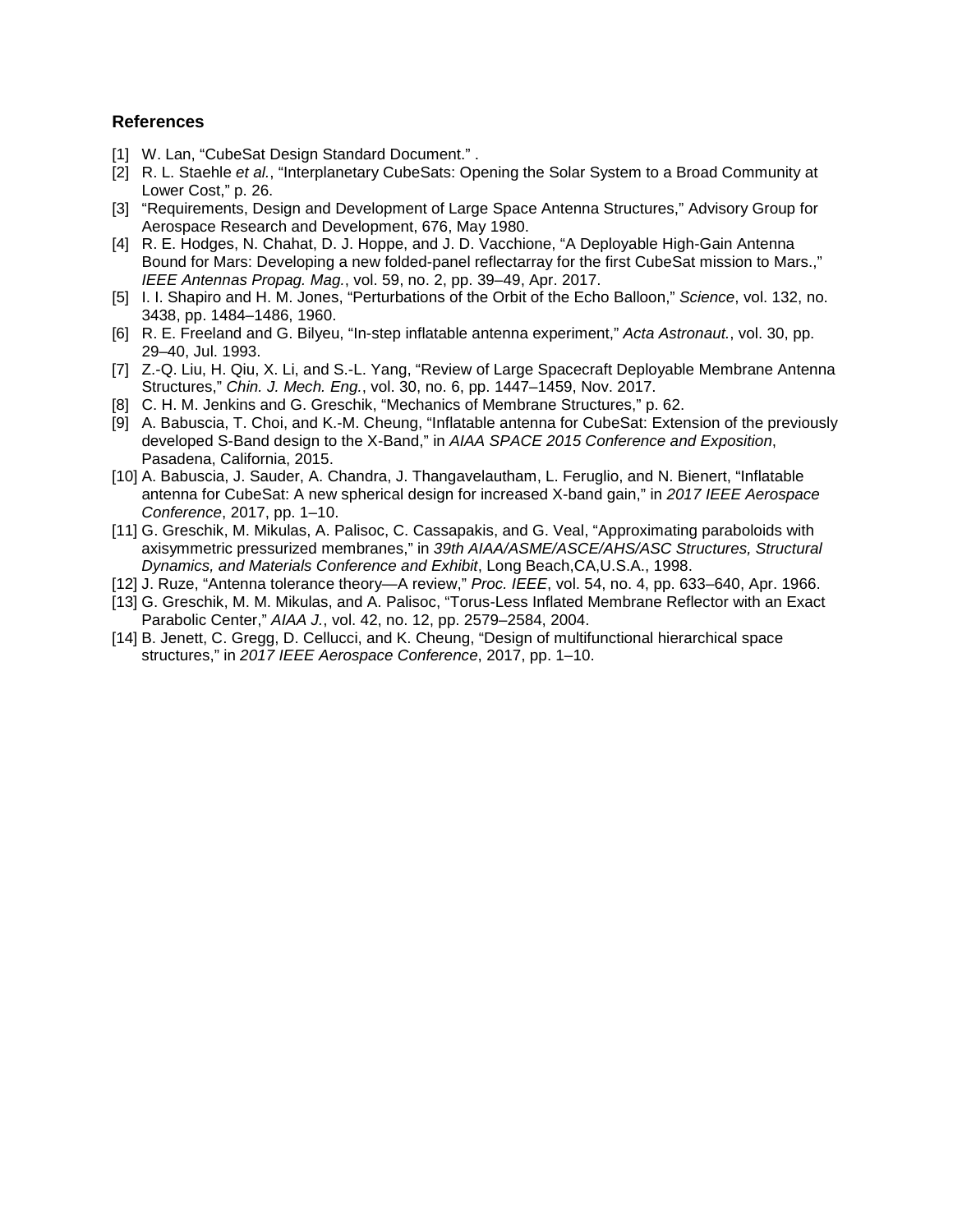## References

[1] W. Lan, "CubeSat Design Standard Document." .

[2] R. L. Staehle *et al.*, "Interplanetary CubeSats: Opening the Solar System to a Broad Community at Lower Cost," p. 26.

[3] "Requirements, Design and Development of Large Space Antenna Structures," Advisory Group for Aerospace Research and Development, 676, May 1980.

[4] R. E. Hodges, N. Chahat, D. J. Hoppe, and J. D. Vacchione, "A Deployable High-Gain Antenna Bound for Mars: Developing a new folded-panel reflectarray for the first CubeSat mission to Mars.," *IEEE Antennas Propag. Mag.*, vol. 59, no. 2, pp. 39–49, Apr. 2017.

[5] I. I. Shapiro and H. M. Jones, "Perturbations of the Orbit of the Echo Balloon," *Science*, vol. 132, no. 3438, pp. 1484–1486, 1960.

[6] R. E. Freeland and G. Bilyeu, "In-step inflatable antenna experiment," *Acta Astronaut.*, vol. 30, pp. 29–40, Jul. 1993.

[7] Z.-Q. Liu, H. Qiu, X. Li, and S.-L. Yang, "Review of Large Spacecraft Deployable Membrane Antenna Structures," *Chin. J. Mech. Eng.*, vol. 30, no. 6, pp. 1447–1459, Nov. 2017.

[8] C. H. M. Jenkins and G. Greschik, "Mechanics of Membrane Structures," p. 62.

[9] A. Babuscia, T. Choi, and K.-M. Cheung, "Inflatable antenna for CubeSat: Extension of the previously developed S-Band design to the X-Band," in *AIAA SPACE 2015 Conference and Exposition*, Pasadena, California, 2015.

[10] A. Babuscia, J. Sauder, A. Chandra, J. Thangavelautham, L. Feruglio, and N. Bienert, "Inflatable antenna for CubeSat: A new spherical design for increased X-band gain," in *2017 IEEE Aerospace Conference*, 2017, pp. 1–10.

[11] G. Greschik, M. Mikulas, A. Palisoc, C. Cassapakis, and G. Veal, "Approximating paraboloids with axisymmetric pressurized membranes," in *39th AIAA/ASME/ASCE/AHS/ASC Structures, Structural Dynamics, and Materials Conference and Exhibit*, Long Beach,CA,U.S.A., 1998.

[12] J. Ruze, "Antenna tolerance theory—A review," *Proc. IEEE*, vol. 54, no. 4, pp. 633–640, Apr. 1966.

[13] G. Greschik, M. M. Mikulas, and A. Palisoc, "Torus-Less Inflated Membrane Reflector with an Exact Parabolic Center," *AIAA J.*, vol. 42, no. 12, pp. 2579–2584, 2004.

[14] B. Jenett, C. Gregg, D. Cellucci, and K. Cheung, "Design of multifunctional hierarchical space structures," in *2017 IEEE Aerospace Conference*, 2017, pp. 1–10.